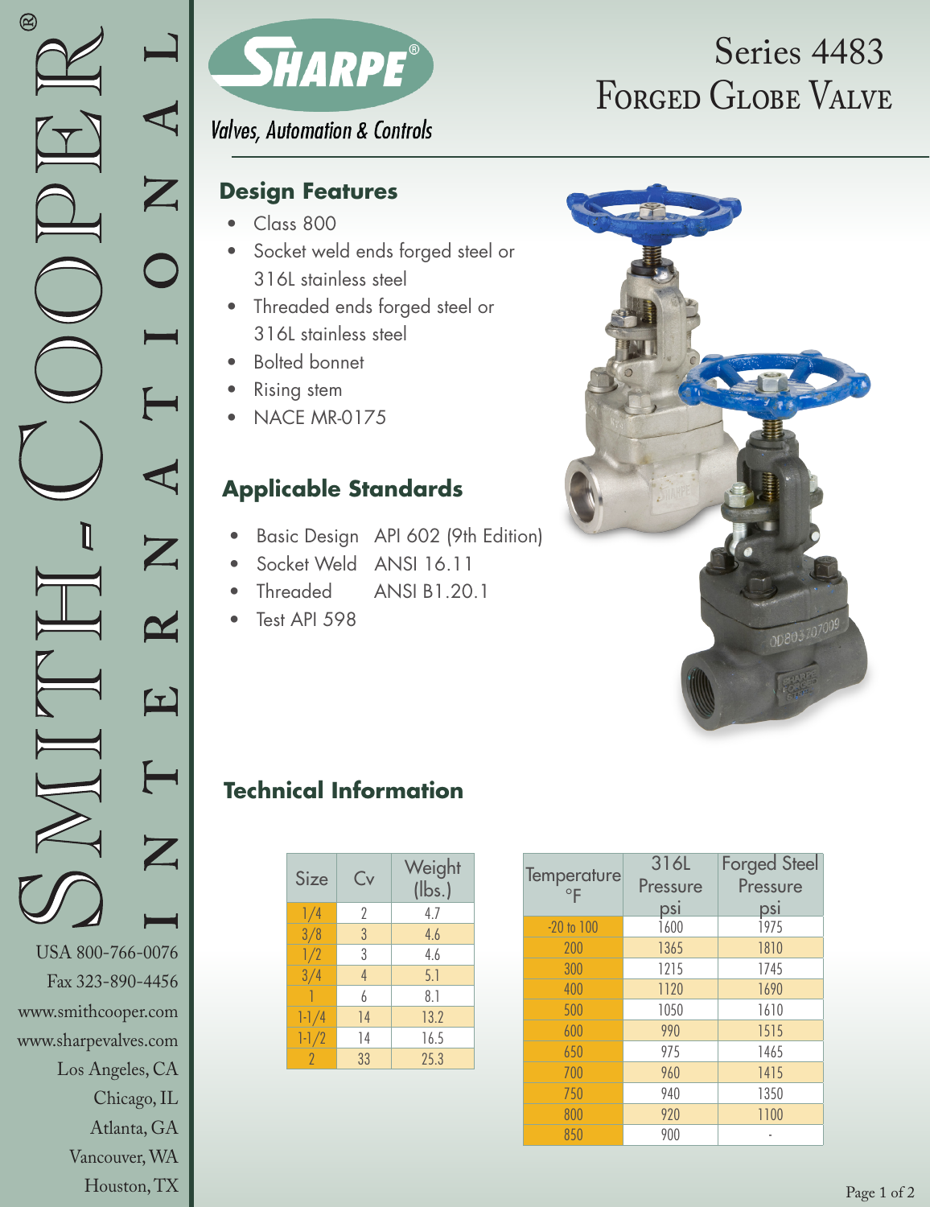# Series 4483 Forged Globe Valve

SHARPE®
Valves, Automation & Controls

## Design Features

- Class 800
- Socket weld ends forged steel or 316L stainless steel
- Threaded ends forged steel or 316L stainless steel
- Bolted bonnet
- Rising stem
- NACE MR-0175

## Applicable Standards

- Basic Design API 602 (9th Edition)
- Socket Weld ANSI 16.11
- Threaded ANSI B1.20.1
- Test API 598

## Technical Information

| Size | Cv | Weight (lbs.) |
|---|---|---|
| 1/4 | 2 | 4.7 |
| 3/8 | 3 | 4.6 |
| 1/2 | 3 | 4.6 |
| 3/4 | 4 | 5.1 |
| 1 | 6 | 8.1 |
| 1-1/4 | 14 | 13.2 |
| 1-1/2 | 14 | 16.5 |
| 2 | 33 | 25.3 |

| Temperature °F | 316L Pressure psi | Forged Steel Pressure psi |
|---|---|---|
| -20 to 100 | 1600 | 1975 |
| 200 | 1365 | 1810 |
| 300 | 1215 | 1745 |
| 400 | 1120 | 1690 |
| 500 | 1050 | 1610 |
| 600 | 990 | 1515 |
| 650 | 975 | 1465 |
| 700 | 960 | 1415 |
| 750 | 940 | 1350 |
| 800 | 920 | 1100 |
| 850 | 900 | - |

Smith-Cooper® International

USA 800-766-0076
Fax 323-890-4456
www.smithcooper.com
www.sharpevalves.com
Los Angeles, CA
Chicago, IL
Atlanta, GA
Vancouver, WA
Houston, TX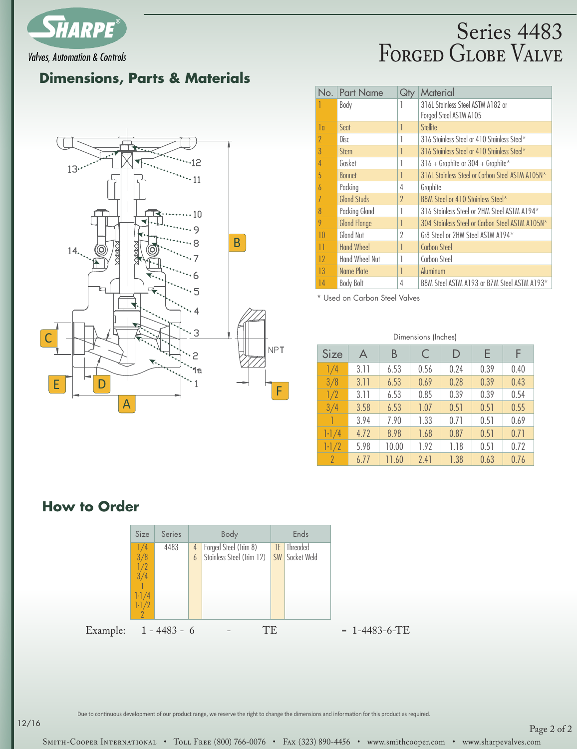# Series 4483 Forged Globe Valve

## Dimensions, Parts & Materials

13
12
11
10
9
8
7
14
6
5
4
3
2
1a
1
B
C
E
D
A
NPT
F

| No. | Part Name | Qty | Material |
|---|---|---|---|
| 1 | Body | 1 | 316L Stainless Steel ASTM A182 or Forged Steel ASTM A105 |
| 1a | Seat | 1 | Stellite |
| 2 | Disc | 1 | 316 Stainless Steel or 410 Stainless Steel* |
| 3 | Stem | 1 | 316 Stainless Steel or 410 Stainless Steel* |
| 4 | Gasket | 1 | 316 + Graphite or 304 + Graphite* |
| 5 | Bonnet | 1 | 316L Stainless Steel or Carbon Steel ASTM A105N* |
| 6 | Packing | 4 | Graphite |
| 7 | Gland Studs | 2 | B8M Steel or 410 Stainless Steel* |
| 8 | Packing Gland | 1 | 316 Stainless Steel or 2HM Steel ASTM A194* |
| 9 | Gland Flange | 1 | 304 Stainless Steel or Carbon Steel ASTM A105N* |
| 10 | Gland Nut | 2 | Gr8 Steel or 2HM Steel ASTM A194* |
| 11 | Hand Wheel | 1 | Carbon Steel |
| 12 | Hand Wheel Nut | 1 | Carbon Steel |
| 13 | Name Plate | 1 | Aluminum |
| 14 | Body Bolt | 4 | B8M Steel ASTM A193 or B7M Steel ASTM A193* |

\* Used on Carbon Steel Valves

Dimensions (Inches)

| Size | A | B | C | D | E | F |
|---|---|---|---|---|---|---|
| 1/4 | 3.11 | 6.53 | 0.56 | 0.24 | 0.39 | 0.40 |
| 3/8 | 3.11 | 6.53 | 0.69 | 0.28 | 0.39 | 0.43 |
| 1/2 | 3.11 | 6.53 | 0.85 | 0.39 | 0.39 | 0.54 |
| 3/4 | 3.58 | 6.53 | 1.07 | 0.51 | 0.51 | 0.55 |
| 1 | 3.94 | 7.90 | 1.33 | 0.71 | 0.51 | 0.69 |
| 1-1/4 | 4.72 | 8.98 | 1.68 | 0.87 | 0.51 | 0.71 |
| 1-1/2 | 5.98 | 10.00 | 1.92 | 1.18 | 0.51 | 0.72 |
| 2 | 6.77 | 11.60 | 2.41 | 1.38 | 0.63 | 0.76 |

## How to Order

| Size | Series | Body | | Ends | |
|---|---|---|---|---|---|
| 1/4<br>3/8<br>1/2<br>3/4<br>1<br>1-1/4<br>1-1/2<br>2 | 4483 | 4<br>6 | Forged Steel (Trim 8)<br>Stainless Steel (Trim 12) | TE<br>SW | Threaded<br>Socket Weld |

Example: 1 - 4483 - 6 - TE = 1-4483-6-TE

Due to continuous development of our product range, we reserve the right to change the dimensions and information for this product as required.

12/16

Smith-Cooper International • Toll Free (800) 766-0076 • Fax (323) 890-4456 • www.smithcooper.com • www.sharpevalves.com